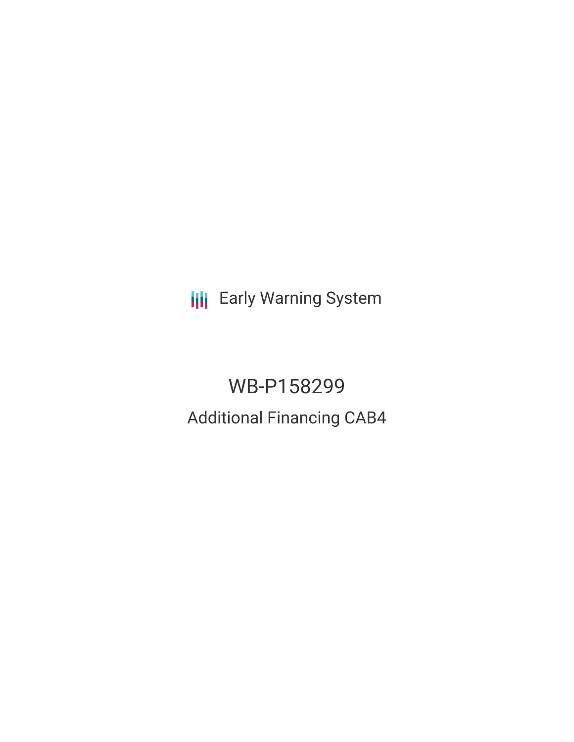Early Warning System

# WB-P158299

## Additional Financing CAB4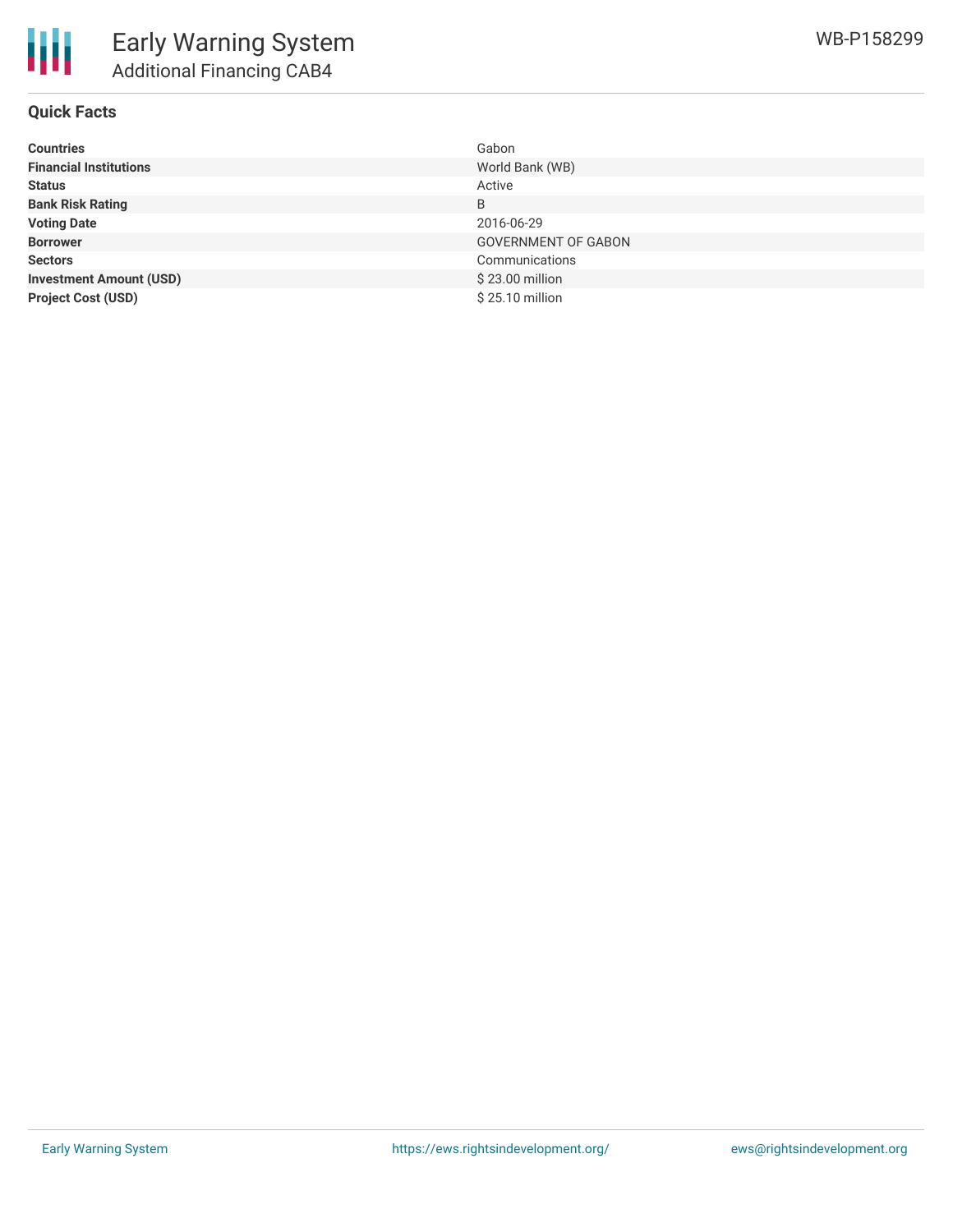# Early Warning System

## Additional Financing CAB4

WB-P158299

### Quick Facts

| | |
|---|---|
| **Countries** | Gabon |
| **Financial Institutions** | World Bank (WB) |
| **Status** | Active |
| **Bank Risk Rating** | B |
| **Voting Date** | 2016-06-29 |
| **Borrower** | GOVERNMENT OF GABON |
| **Sectors** | Communications |
| **Investment Amount (USD)** | $ 23.00 million |
| **Project Cost (USD)** | $ 25.10 million |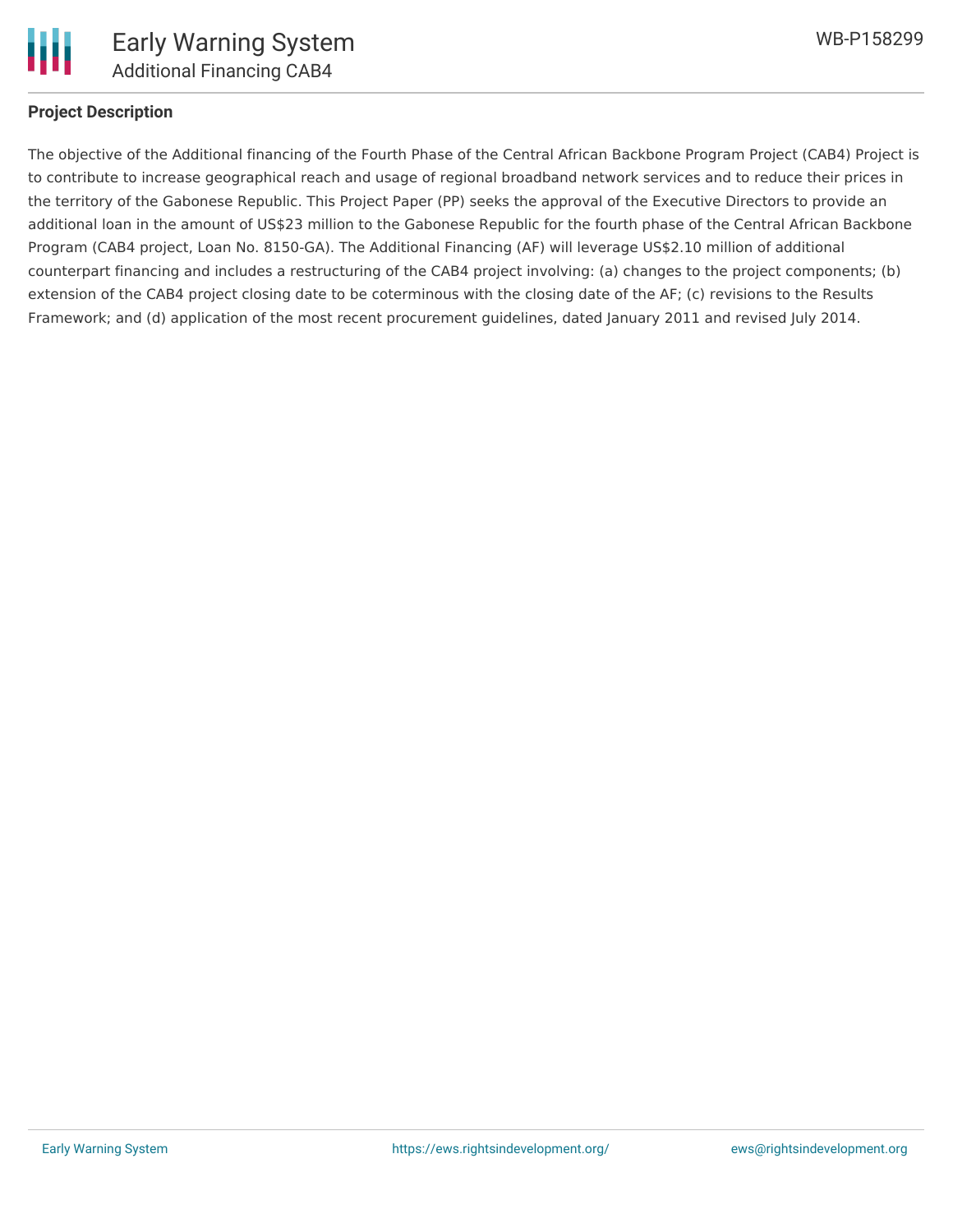## Project Description

The objective of the Additional financing of the Fourth Phase of the Central African Backbone Program Project (CAB4) Project is to contribute to increase geographical reach and usage of regional broadband network services and to reduce their prices in the territory of the Gabonese Republic. This Project Paper (PP) seeks the approval of the Executive Directors to provide an additional loan in the amount of US$23 million to the Gabonese Republic for the fourth phase of the Central African Backbone Program (CAB4 project, Loan No. 8150-GA). The Additional Financing (AF) will leverage US$2.10 million of additional counterpart financing and includes a restructuring of the CAB4 project involving: (a) changes to the project components; (b) extension of the CAB4 project closing date to be coterminous with the closing date of the AF; (c) revisions to the Results Framework; and (d) application of the most recent procurement guidelines, dated January 2011 and revised July 2014.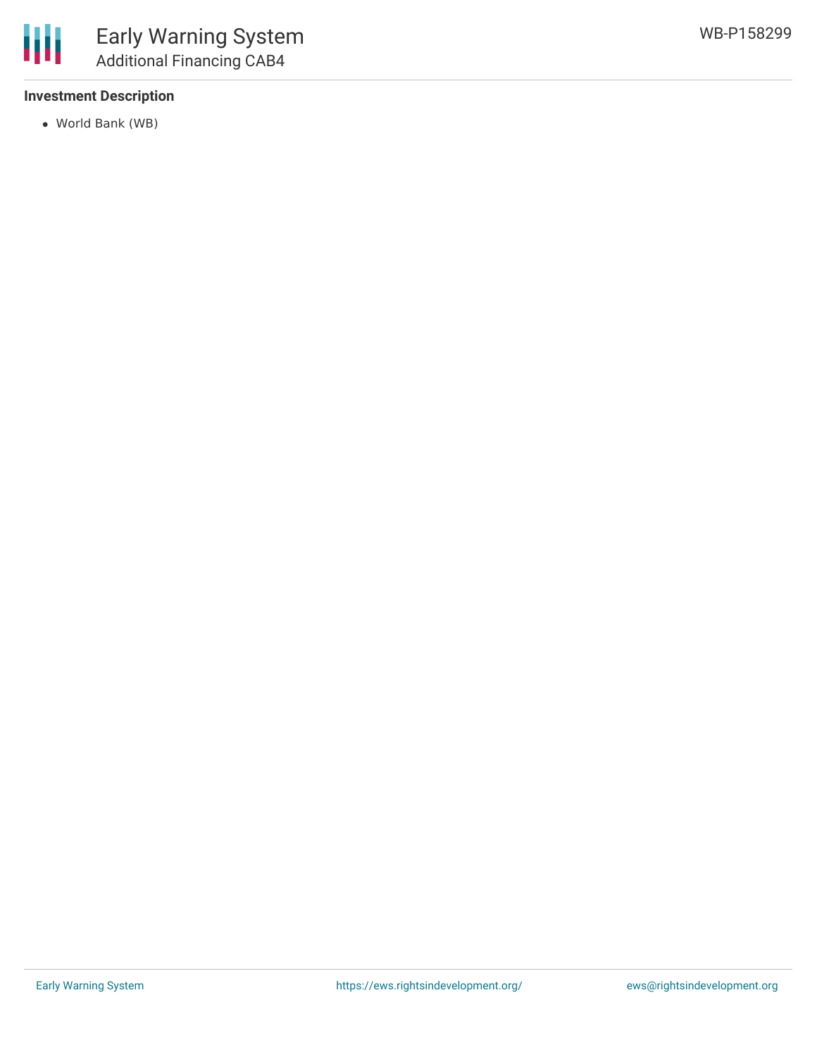### Investment Description

- World Bank (WB)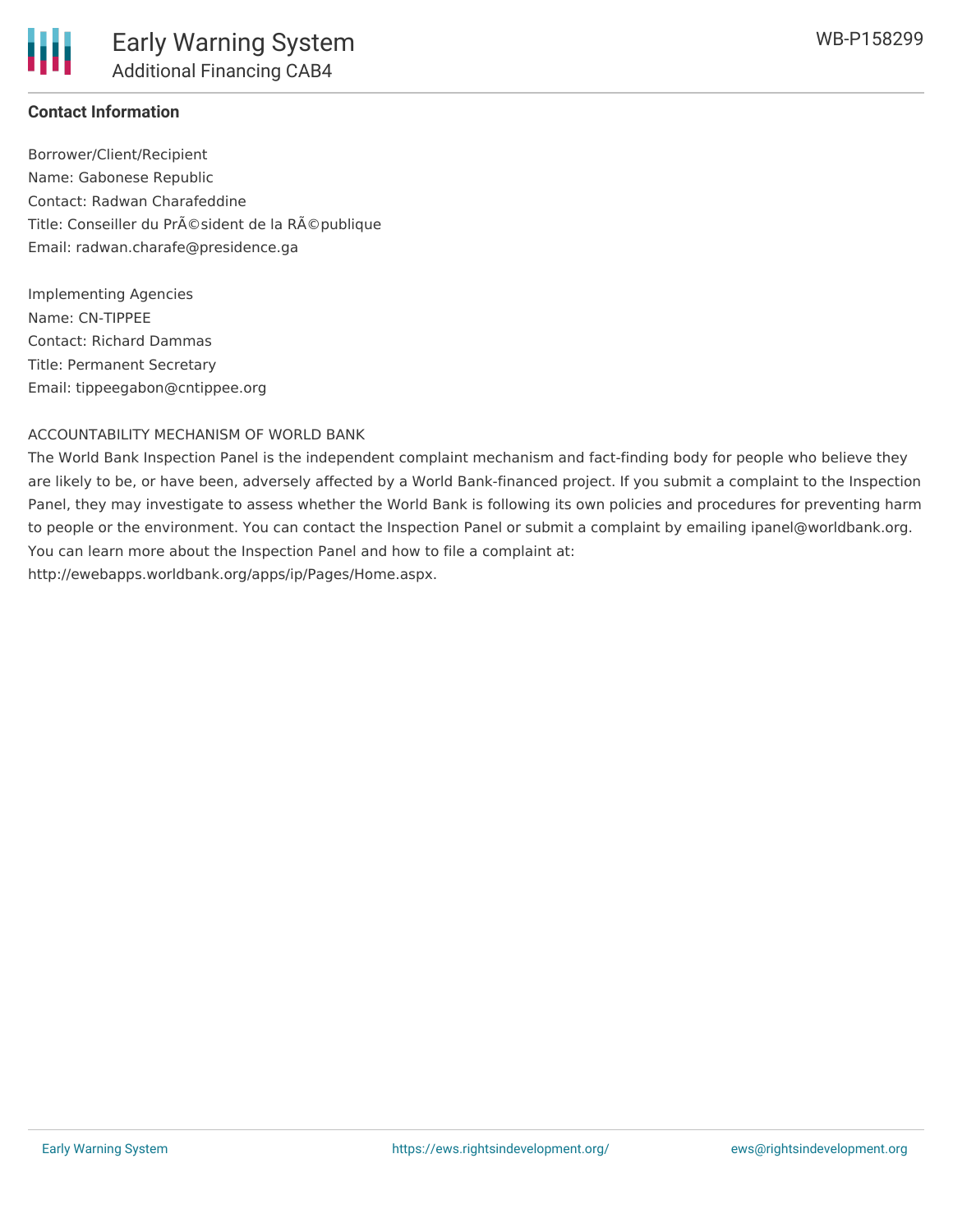**Contact Information**

Borrower/Client/Recipient
Name: Gabonese Republic
Contact: Radwan Charafeddine
Title: Conseiller du PrÃ©sident de la RÃ©publique
Email: radwan.charafe@presidence.ga

Implementing Agencies
Name: CN-TIPPEE
Contact: Richard Dammas
Title: Permanent Secretary
Email: tippeegabon@cntippee.org

ACCOUNTABILITY MECHANISM OF WORLD BANK
The World Bank Inspection Panel is the independent complaint mechanism and fact-finding body for people who believe they are likely to be, or have been, adversely affected by a World Bank-financed project. If you submit a complaint to the Inspection Panel, they may investigate to assess whether the World Bank is following its own policies and procedures for preventing harm to people or the environment. You can contact the Inspection Panel or submit a complaint by emailing ipanel@worldbank.org. You can learn more about the Inspection Panel and how to file a complaint at: http://ewebapps.worldbank.org/apps/ip/Pages/Home.aspx.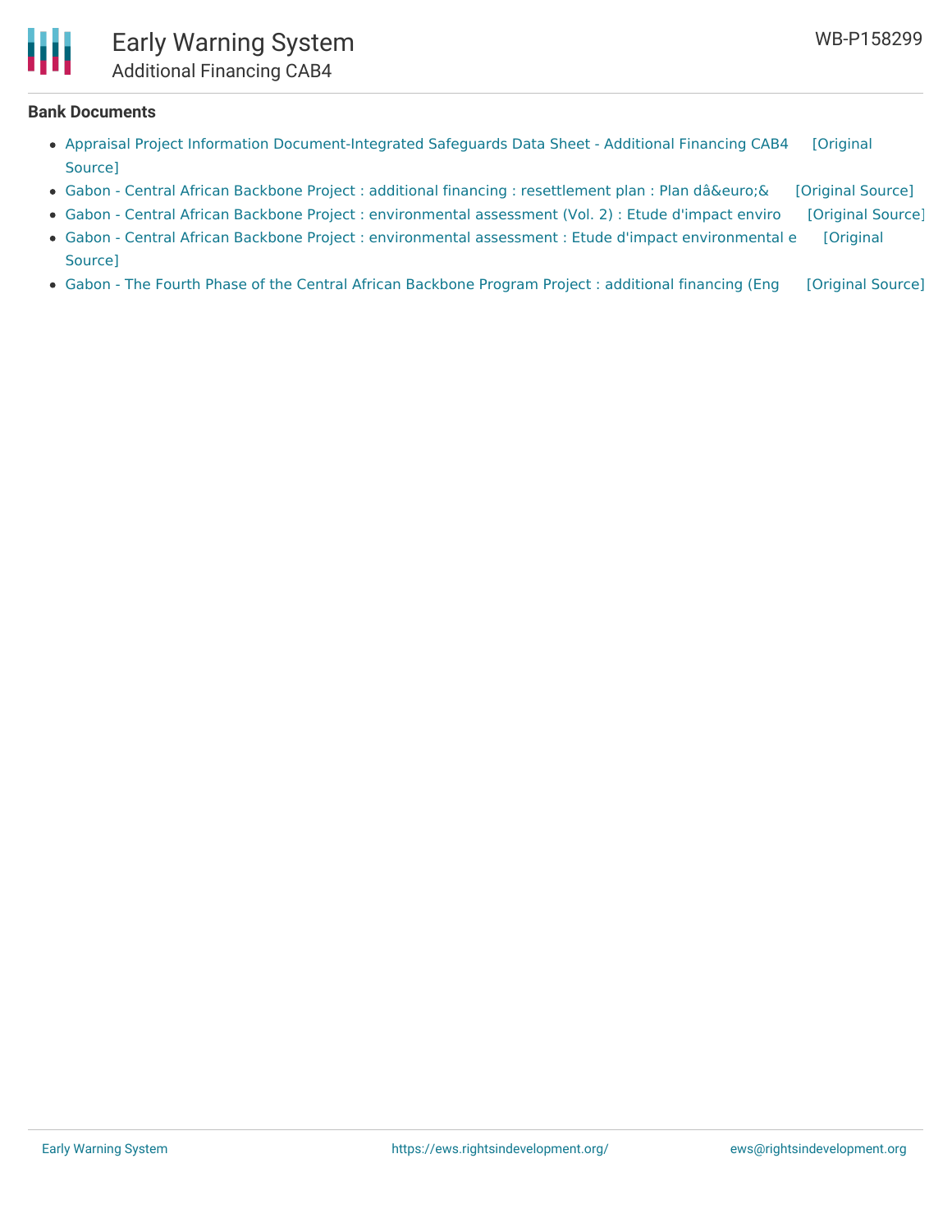**Bank Documents**

- Appraisal Project Information Document-Integrated Safeguards Data Sheet - Additional Financing CAB4 [Original Source]
- Gabon - Central African Backbone Project : additional financing : resettlement plan : Plan dâ&euro;& [Original Source]
- Gabon - Central African Backbone Project : environmental assessment (Vol. 2) : Etude d'impact enviro [Original Source]
- Gabon - Central African Backbone Project : environmental assessment : Etude d'impact environmental e [Original Source]
- Gabon - The Fourth Phase of the Central African Backbone Program Project : additional financing (Eng [Original Source]